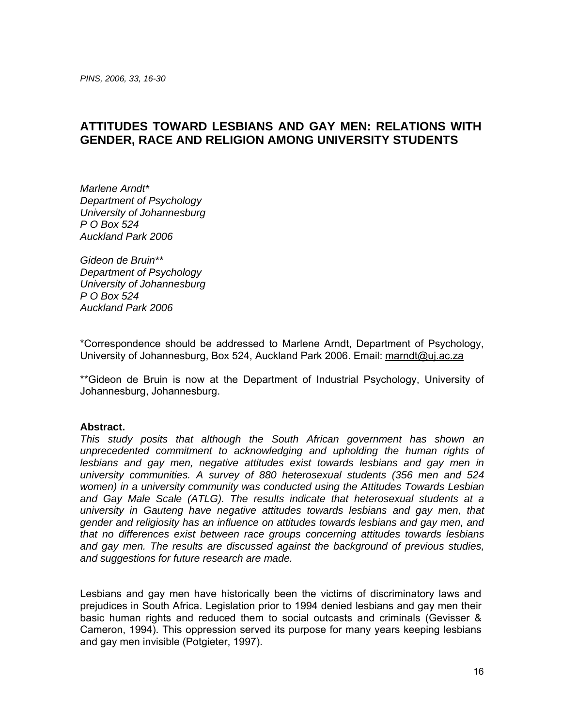# ATTITUDES TOWARD LESBIANS AND GAY MEN: RELATIONS WITH GENDER, RACE AND RELIGION AMONG UNIVERSITY STUDENTS

*Marlene Arndt\**
*Department of Psychology*
*University of Johannesburg*
*P O Box 524*
*Auckland Park 2006*

*Gideon de Bruin\*\**
*Department of Psychology*
*University of Johannesburg*
*P O Box 524*
*Auckland Park 2006*

\*Correspondence should be addressed to Marlene Arndt, Department of Psychology, University of Johannesburg, Box 524, Auckland Park 2006. Email: marndt@uj.ac.za

\*\*Gideon de Bruin is now at the Department of Industrial Psychology, University of Johannesburg, Johannesburg.

**Abstract.**
*This study posits that although the South African government has shown an unprecedented commitment to acknowledging and upholding the human rights of lesbians and gay men, negative attitudes exist towards lesbians and gay men in university communities. A survey of 880 heterosexual students (356 men and 524 women) in a university community was conducted using the Attitudes Towards Lesbian and Gay Male Scale (ATLG). The results indicate that heterosexual students at a university in Gauteng have negative attitudes towards lesbians and gay men, that gender and religiosity has an influence on attitudes towards lesbians and gay men, and that no differences exist between race groups concerning attitudes towards lesbians and gay men. The results are discussed against the background of previous studies, and suggestions for future research are made.*

Lesbians and gay men have historically been the victims of discriminatory laws and prejudices in South Africa. Legislation prior to 1994 denied lesbians and gay men their basic human rights and reduced them to social outcasts and criminals (Gevisser & Cameron, 1994). This oppression served its purpose for many years keeping lesbians and gay men invisible (Potgieter, 1997).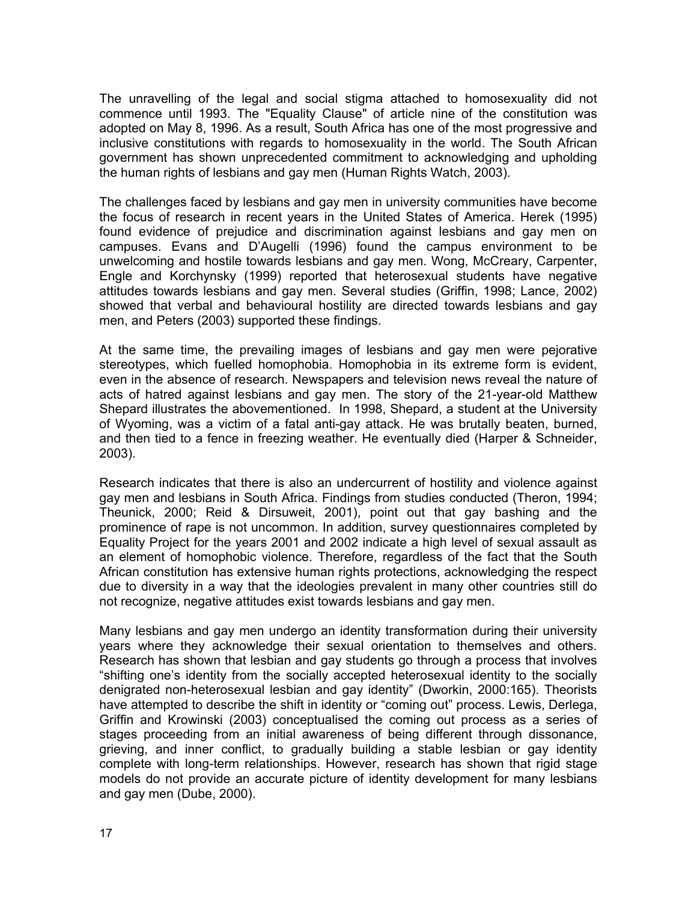The unravelling of the legal and social stigma attached to homosexuality did not commence until 1993. The "Equality Clause" of article nine of the constitution was adopted on May 8, 1996. As a result, South Africa has one of the most progressive and inclusive constitutions with regards to homosexuality in the world. The South African government has shown unprecedented commitment to acknowledging and upholding the human rights of lesbians and gay men (Human Rights Watch, 2003).

The challenges faced by lesbians and gay men in university communities have become the focus of research in recent years in the United States of America. Herek (1995) found evidence of prejudice and discrimination against lesbians and gay men on campuses. Evans and D'Augelli (1996) found the campus environment to be unwelcoming and hostile towards lesbians and gay men. Wong, McCreary, Carpenter, Engle and Korchynsky (1999) reported that heterosexual students have negative attitudes towards lesbians and gay men. Several studies (Griffin, 1998; Lance, 2002) showed that verbal and behavioural hostility are directed towards lesbians and gay men, and Peters (2003) supported these findings.

At the same time, the prevailing images of lesbians and gay men were pejorative stereotypes, which fuelled homophobia. Homophobia in its extreme form is evident, even in the absence of research. Newspapers and television news reveal the nature of acts of hatred against lesbians and gay men. The story of the 21-year-old Matthew Shepard illustrates the abovementioned. In 1998, Shepard, a student at the University of Wyoming, was a victim of a fatal anti-gay attack. He was brutally beaten, burned, and then tied to a fence in freezing weather. He eventually died (Harper & Schneider, 2003).

Research indicates that there is also an undercurrent of hostility and violence against gay men and lesbians in South Africa. Findings from studies conducted (Theron, 1994; Theunick, 2000; Reid & Dirsuweit, 2001), point out that gay bashing and the prominence of rape is not uncommon. In addition, survey questionnaires completed by Equality Project for the years 2001 and 2002 indicate a high level of sexual assault as an element of homophobic violence. Therefore, regardless of the fact that the South African constitution has extensive human rights protections, acknowledging the respect due to diversity in a way that the ideologies prevalent in many other countries still do not recognize, negative attitudes exist towards lesbians and gay men.

Many lesbians and gay men undergo an identity transformation during their university years where they acknowledge their sexual orientation to themselves and others. Research has shown that lesbian and gay students go through a process that involves "shifting one's identity from the socially accepted heterosexual identity to the socially denigrated non-heterosexual lesbian and gay identity" (Dworkin, 2000:165). Theorists have attempted to describe the shift in identity or "coming out" process. Lewis, Derlega, Griffin and Krowinski (2003) conceptualised the coming out process as a series of stages proceeding from an initial awareness of being different through dissonance, grieving, and inner conflict, to gradually building a stable lesbian or gay identity complete with long-term relationships. However, research has shown that rigid stage models do not provide an accurate picture of identity development for many lesbians and gay men (Dube, 2000).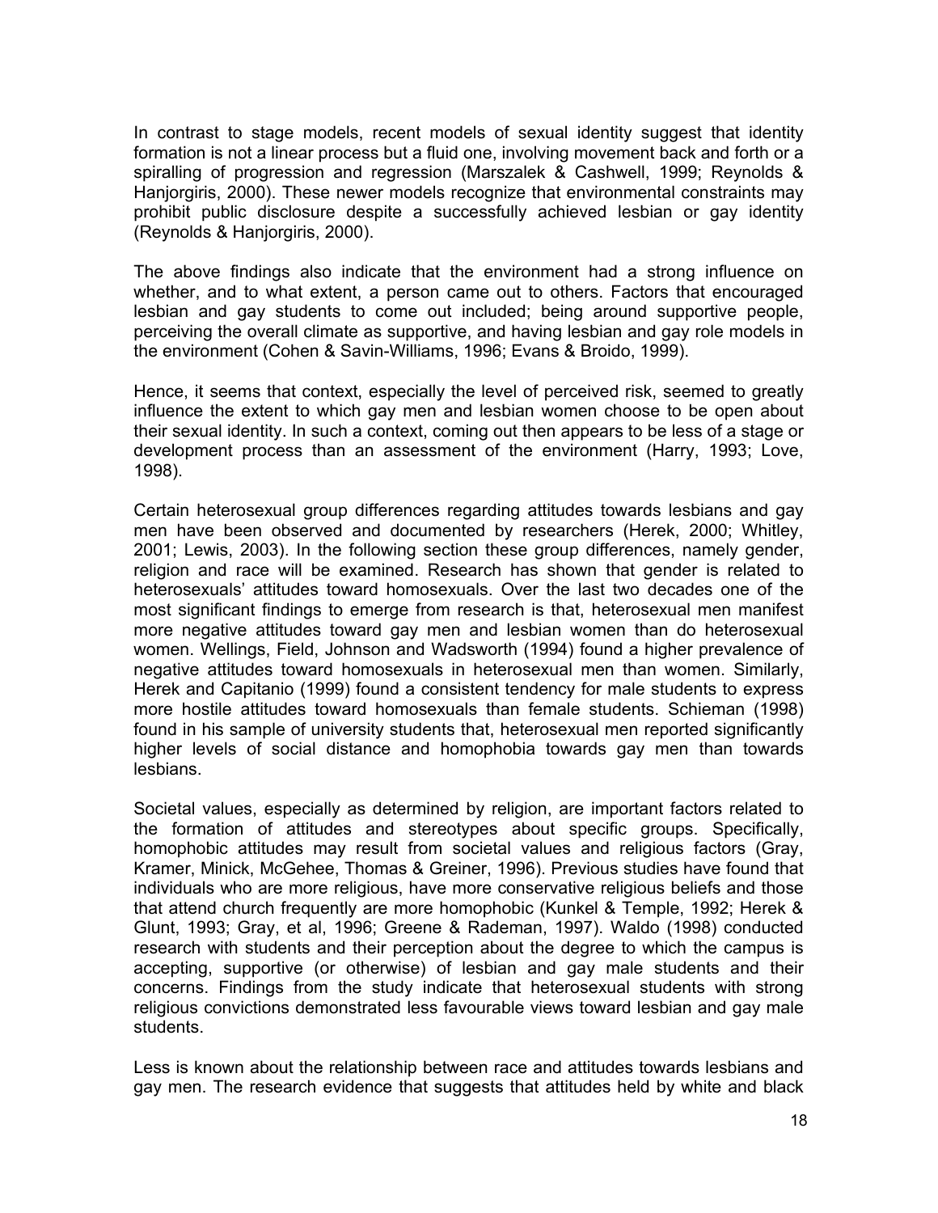In contrast to stage models, recent models of sexual identity suggest that identity formation is not a linear process but a fluid one, involving movement back and forth or a spiralling of progression and regression (Marszalek & Cashwell, 1999; Reynolds & Hanjorgiris, 2000). These newer models recognize that environmental constraints may prohibit public disclosure despite a successfully achieved lesbian or gay identity (Reynolds & Hanjorgiris, 2000).

The above findings also indicate that the environment had a strong influence on whether, and to what extent, a person came out to others. Factors that encouraged lesbian and gay students to come out included; being around supportive people, perceiving the overall climate as supportive, and having lesbian and gay role models in the environment (Cohen & Savin-Williams, 1996; Evans & Broido, 1999).

Hence, it seems that context, especially the level of perceived risk, seemed to greatly influence the extent to which gay men and lesbian women choose to be open about their sexual identity. In such a context, coming out then appears to be less of a stage or development process than an assessment of the environment (Harry, 1993; Love, 1998).

Certain heterosexual group differences regarding attitudes towards lesbians and gay men have been observed and documented by researchers (Herek, 2000; Whitley, 2001; Lewis, 2003). In the following section these group differences, namely gender, religion and race will be examined. Research has shown that gender is related to heterosexuals' attitudes toward homosexuals. Over the last two decades one of the most significant findings to emerge from research is that, heterosexual men manifest more negative attitudes toward gay men and lesbian women than do heterosexual women. Wellings, Field, Johnson and Wadsworth (1994) found a higher prevalence of negative attitudes toward homosexuals in heterosexual men than women. Similarly, Herek and Capitanio (1999) found a consistent tendency for male students to express more hostile attitudes toward homosexuals than female students. Schieman (1998) found in his sample of university students that, heterosexual men reported significantly higher levels of social distance and homophobia towards gay men than towards lesbians.

Societal values, especially as determined by religion, are important factors related to the formation of attitudes and stereotypes about specific groups. Specifically, homophobic attitudes may result from societal values and religious factors (Gray, Kramer, Minick, McGehee, Thomas & Greiner, 1996). Previous studies have found that individuals who are more religious, have more conservative religious beliefs and those that attend church frequently are more homophobic (Kunkel & Temple, 1992; Herek & Glunt, 1993; Gray, et al, 1996; Greene & Rademan, 1997). Waldo (1998) conducted research with students and their perception about the degree to which the campus is accepting, supportive (or otherwise) of lesbian and gay male students and their concerns. Findings from the study indicate that heterosexual students with strong religious convictions demonstrated less favourable views toward lesbian and gay male students.

Less is known about the relationship between race and attitudes towards lesbians and gay men. The research evidence that suggests that attitudes held by white and black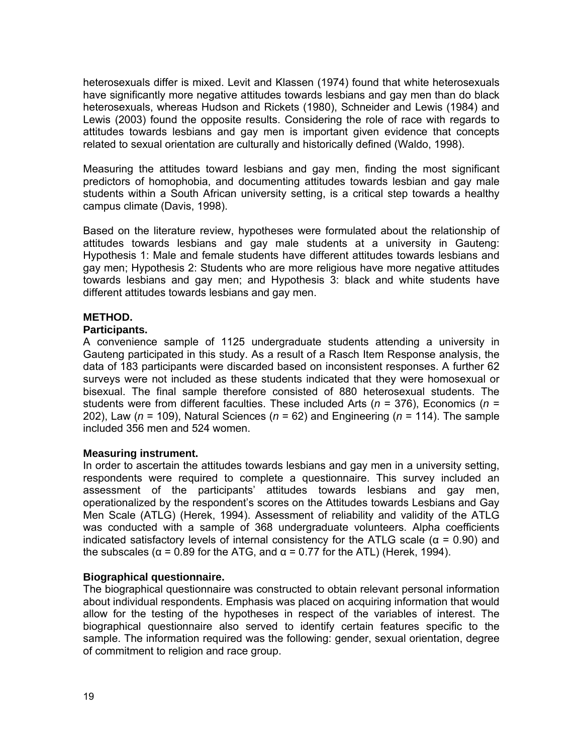heterosexuals differ is mixed. Levit and Klassen (1974) found that white heterosexuals have significantly more negative attitudes towards lesbians and gay men than do black heterosexuals, whereas Hudson and Rickets (1980), Schneider and Lewis (1984) and Lewis (2003) found the opposite results. Considering the role of race with regards to attitudes towards lesbians and gay men is important given evidence that concepts related to sexual orientation are culturally and historically defined (Waldo, 1998).

Measuring the attitudes toward lesbians and gay men, finding the most significant predictors of homophobia, and documenting attitudes towards lesbian and gay male students within a South African university setting, is a critical step towards a healthy campus climate (Davis, 1998).

Based on the literature review, hypotheses were formulated about the relationship of attitudes towards lesbians and gay male students at a university in Gauteng: Hypothesis 1: Male and female students have different attitudes towards lesbians and gay men; Hypothesis 2: Students who are more religious have more negative attitudes towards lesbians and gay men; and Hypothesis 3: black and white students have different attitudes towards lesbians and gay men.

## METHOD.

### Participants.

A convenience sample of 1125 undergraduate students attending a university in Gauteng participated in this study. As a result of a Rasch Item Response analysis, the data of 183 participants were discarded based on inconsistent responses. A further 62 surveys were not included as these students indicated that they were homosexual or bisexual. The final sample therefore consisted of 880 heterosexual students. The students were from different faculties. These included Arts (*n* = 376), Economics (*n* = 202), Law (*n* = 109), Natural Sciences (*n* = 62) and Engineering (*n* = 114). The sample included 356 men and 524 women.

### Measuring instrument.

In order to ascertain the attitudes towards lesbians and gay men in a university setting, respondents were required to complete a questionnaire. This survey included an assessment of the participants' attitudes towards lesbians and gay men, operationalized by the respondent's scores on the Attitudes towards Lesbians and Gay Men Scale (ATLG) (Herek, 1994). Assessment of reliability and validity of the ATLG was conducted with a sample of 368 undergraduate volunteers. Alpha coefficients indicated satisfactory levels of internal consistency for the ATLG scale ($\alpha = 0.90$) and the subscales ($\alpha = 0.89$ for the ATG, and $\alpha = 0.77$ for the ATL) (Herek, 1994).

### Biographical questionnaire.

The biographical questionnaire was constructed to obtain relevant personal information about individual respondents. Emphasis was placed on acquiring information that would allow for the testing of the hypotheses in respect of the variables of interest. The biographical questionnaire also served to identify certain features specific to the sample. The information required was the following: gender, sexual orientation, degree of commitment to religion and race group.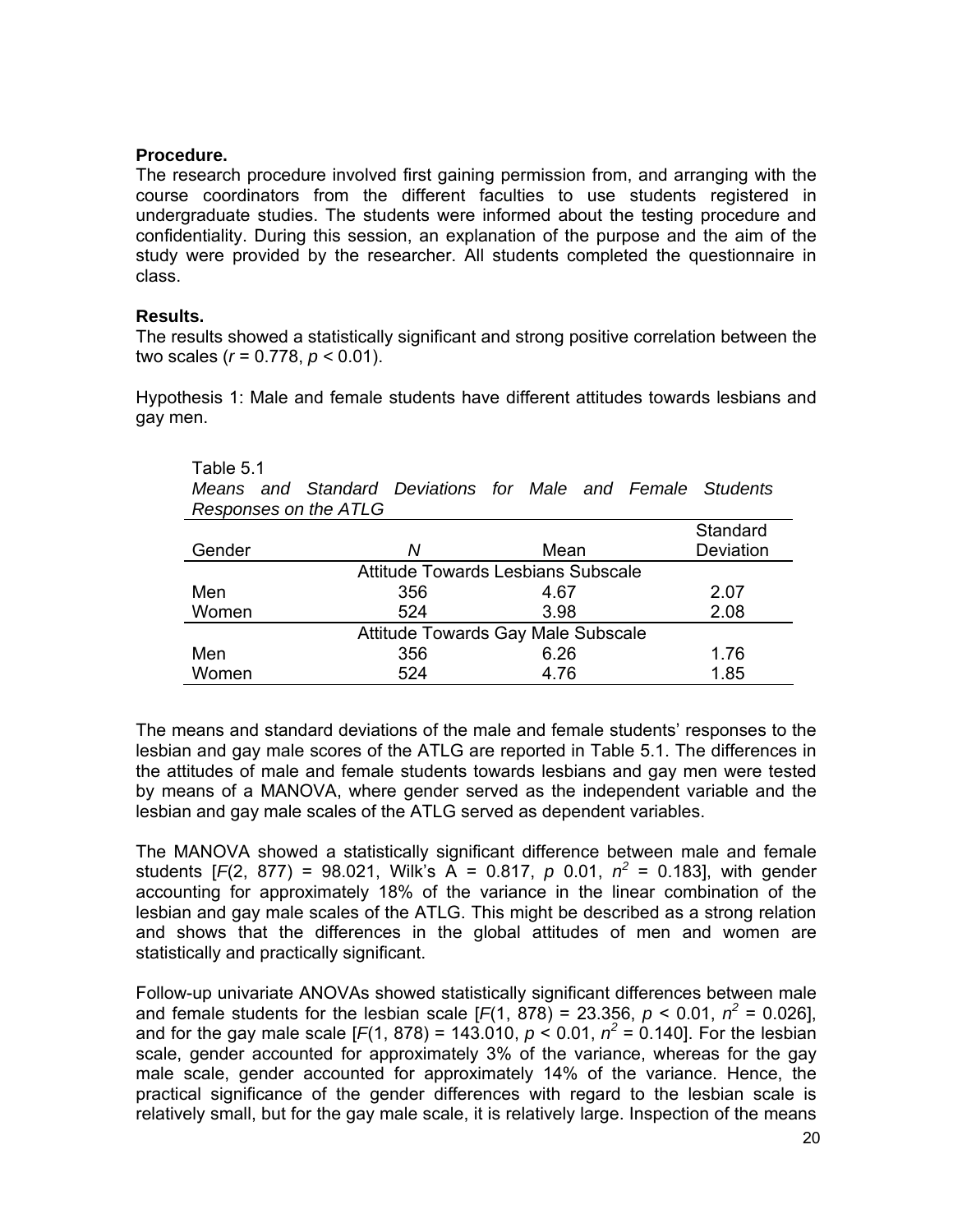**Procedure.**

The research procedure involved first gaining permission from, and arranging with the course coordinators from the different faculties to use students registered in undergraduate studies. The students were informed about the testing procedure and confidentiality. During this session, an explanation of the purpose and the aim of the study were provided by the researcher. All students completed the questionnaire in class.

**Results.**

The results showed a statistically significant and strong positive correlation between the two scales ($r = 0.778$, $p < 0.01$).

Hypothesis 1: Male and female students have different attitudes towards lesbians and gay men.

Table 5.1

*Means and Standard Deviations for Male and Female Students Responses on the ATLG*

| Gender | *N* | Mean | Standard Deviation |
|---|---|---|---|
| | Attitude Towards Lesbians Subscale | | |
| Men | 356 | 4.67 | 2.07 |
| Women | 524 | 3.98 | 2.08 |
| | Attitude Towards Gay Male Subscale | | |
| Men | 356 | 6.26 | 1.76 |
| Women | 524 | 4.76 | 1.85 |

The means and standard deviations of the male and female students' responses to the lesbian and gay male scores of the ATLG are reported in Table 5.1. The differences in the attitudes of male and female students towards lesbians and gay men were tested by means of a MANOVA, where gender served as the independent variable and the lesbian and gay male scales of the ATLG served as dependent variables.

The MANOVA showed a statistically significant difference between male and female students [$F(2, 877) = 98.021$, Wilk's $\Lambda = 0.817$, $p$ 0.01, $n^2 = 0.183$], with gender accounting for approximately 18% of the variance in the linear combination of the lesbian and gay male scales of the ATLG. This might be described as a strong relation and shows that the differences in the global attitudes of men and women are statistically and practically significant.

Follow-up univariate ANOVAs showed statistically significant differences between male and female students for the lesbian scale [$F(1, 878) = 23.356$, $p < 0.01$, $n^2 = 0.026$], and for the gay male scale [$F(1, 878) = 143.010$, $p < 0.01$, $n^2 = 0.140$]. For the lesbian scale, gender accounted for approximately 3% of the variance, whereas for the gay male scale, gender accounted for approximately 14% of the variance. Hence, the practical significance of the gender differences with regard to the lesbian scale is relatively small, but for the gay male scale, it is relatively large. Inspection of the means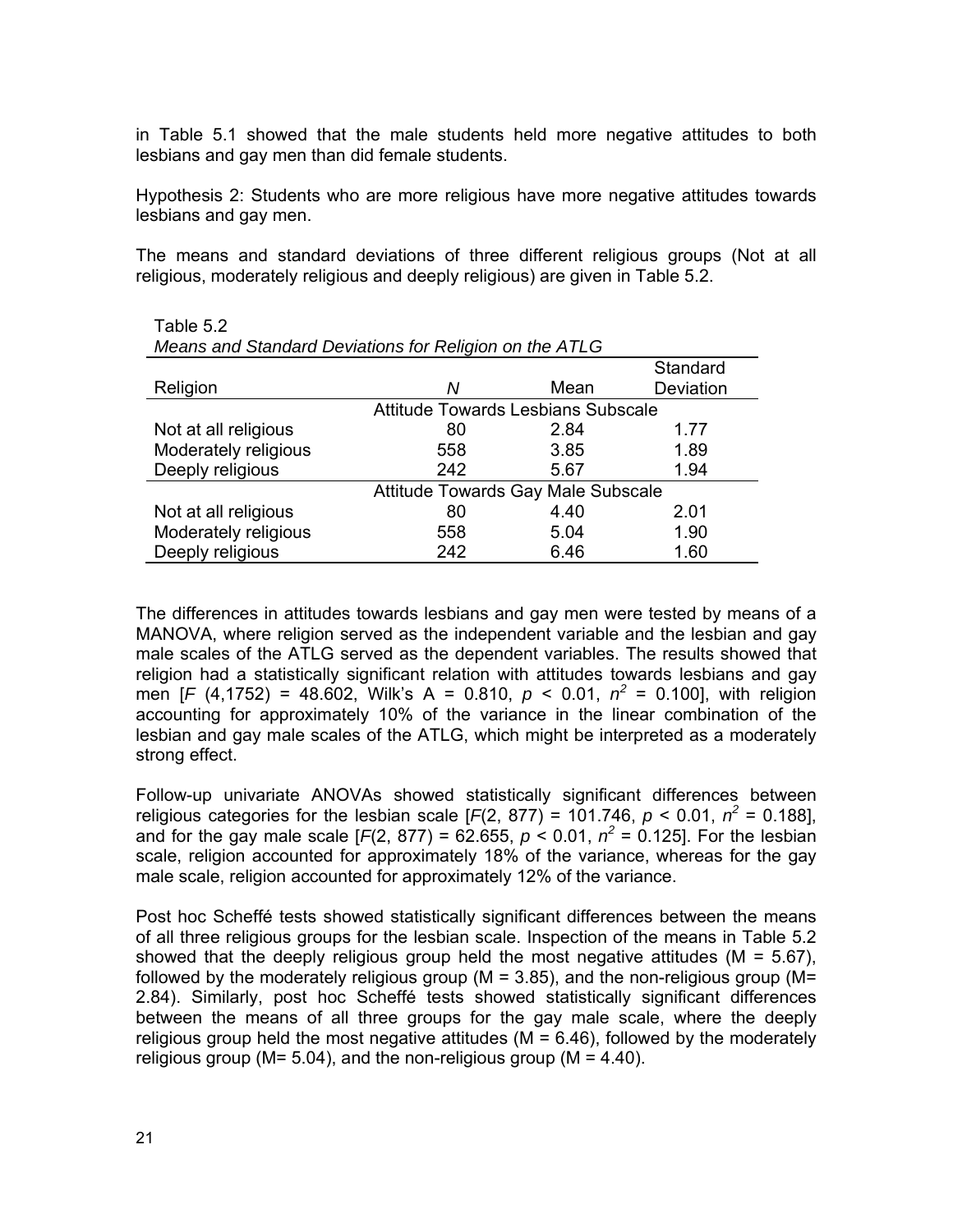in Table 5.1 showed that the male students held more negative attitudes to both lesbians and gay men than did female students.

Hypothesis 2: Students who are more religious have more negative attitudes towards lesbians and gay men.

The means and standard deviations of three different religious groups (Not at all religious, moderately religious and deeply religious) are given in Table 5.2.

Table 5.2
*Means and Standard Deviations for Religion on the ATLG*

| Religion | *N* | Mean | Standard Deviation |
|---|---|---|---|
| | Attitude Towards Lesbians Subscale | | |
| Not at all religious | 80 | 2.84 | 1.77 |
| Moderately religious | 558 | 3.85 | 1.89 |
| Deeply religious | 242 | 5.67 | 1.94 |
| | Attitude Towards Gay Male Subscale | | |
| Not at all religious | 80 | 4.40 | 2.01 |
| Moderately religious | 558 | 5.04 | 1.90 |
| Deeply religious | 242 | 6.46 | 1.60 |

The differences in attitudes towards lesbians and gay men were tested by means of a MANOVA, where religion served as the independent variable and the lesbian and gay male scales of the ATLG served as the dependent variables. The results showed that religion had a statistically significant relation with attitudes towards lesbians and gay men [$F$ (4,1752) = 48.602, Wilk's Λ = 0.810, $p < 0.01$, $n^2 = 0.100$], with religion accounting for approximately 10% of the variance in the linear combination of the lesbian and gay male scales of the ATLG, which might be interpreted as a moderately strong effect.

Follow-up univariate ANOVAs showed statistically significant differences between religious categories for the lesbian scale [$F(2, 877) = 101.746$, $p < 0.01$, $n^2 = 0.188$], and for the gay male scale [$F(2, 877) = 62.655$, $p < 0.01$, $n^2 = 0.125$]. For the lesbian scale, religion accounted for approximately 18% of the variance, whereas for the gay male scale, religion accounted for approximately 12% of the variance.

Post hoc Scheffé tests showed statistically significant differences between the means of all three religious groups for the lesbian scale. Inspection of the means in Table 5.2 showed that the deeply religious group held the most negative attitudes (M = 5.67), followed by the moderately religious group (M = 3.85), and the non-religious group (M= 2.84). Similarly, post hoc Scheffé tests showed statistically significant differences between the means of all three groups for the gay male scale, where the deeply religious group held the most negative attitudes (M = 6.46), followed by the moderately religious group (M= 5.04), and the non-religious group (M = 4.40).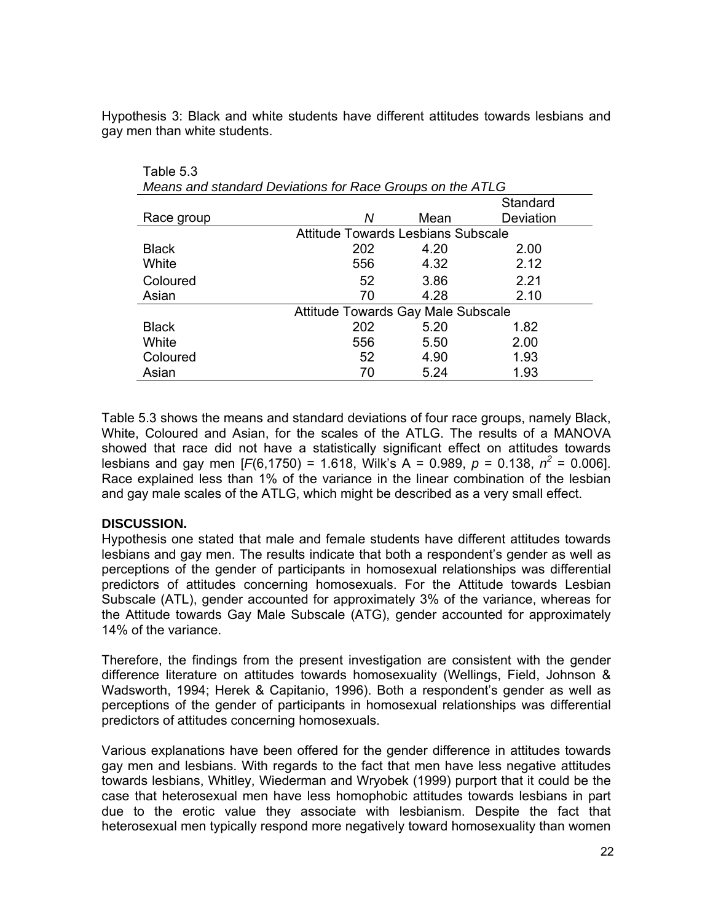Hypothesis 3: Black and white students have different attitudes towards lesbians and gay men than white students.

Table 5.3

*Means and standard Deviations for Race Groups on the ATLG*

| Race group | *N* | Mean | Standard Deviation |
|---|---|---|---|
| | Attitude Towards Lesbians Subscale | | |
| Black | 202 | 4.20 | 2.00 |
| White | 556 | 4.32 | 2.12 |
| Coloured | 52 | 3.86 | 2.21 |
| Asian | 70 | 4.28 | 2.10 |
| | Attitude Towards Gay Male Subscale | | |
| Black | 202 | 5.20 | 1.82 |
| White | 556 | 5.50 | 2.00 |
| Coloured | 52 | 4.90 | 1.93 |
| Asian | 70 | 5.24 | 1.93 |

Table 5.3 shows the means and standard deviations of four race groups, namely Black, White, Coloured and Asian, for the scales of the ATLG. The results of a MANOVA showed that race did not have a statistically significant effect on attitudes towards lesbians and gay men [$F(6,1750) = 1.618$, Wilk's $\Lambda = 0.989$, $p = 0.138$, $n^2 = 0.006$]. Race explained less than 1% of the variance in the linear combination of the lesbian and gay male scales of the ATLG, which might be described as a very small effect.

**DISCUSSION.**

Hypothesis one stated that male and female students have different attitudes towards lesbians and gay men. The results indicate that both a respondent's gender as well as perceptions of the gender of participants in homosexual relationships was differential predictors of attitudes concerning homosexuals. For the Attitude towards Lesbian Subscale (ATL), gender accounted for approximately 3% of the variance, whereas for the Attitude towards Gay Male Subscale (ATG), gender accounted for approximately 14% of the variance.

Therefore, the findings from the present investigation are consistent with the gender difference literature on attitudes towards homosexuality (Wellings, Field, Johnson & Wadsworth, 1994; Herek & Capitanio, 1996). Both a respondent's gender as well as perceptions of the gender of participants in homosexual relationships was differential predictors of attitudes concerning homosexuals.

Various explanations have been offered for the gender difference in attitudes towards gay men and lesbians. With regards to the fact that men have less negative attitudes towards lesbians, Whitley, Wiederman and Wryobek (1999) purport that it could be the case that heterosexual men have less homophobic attitudes towards lesbians in part due to the erotic value they associate with lesbianism. Despite the fact that heterosexual men typically respond more negatively toward homosexuality than women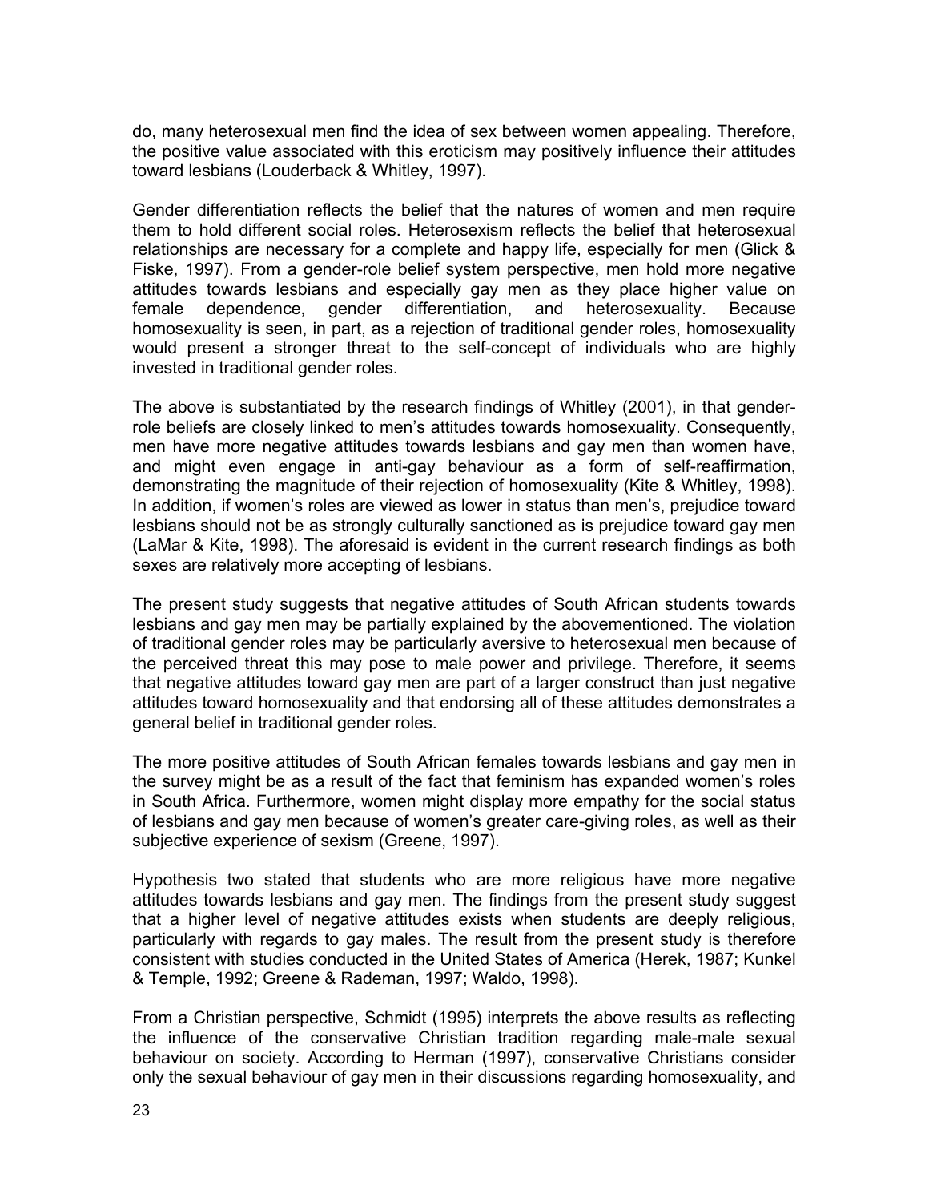do, many heterosexual men find the idea of sex between women appealing. Therefore, the positive value associated with this eroticism may positively influence their attitudes toward lesbians (Louderback & Whitley, 1997).

Gender differentiation reflects the belief that the natures of women and men require them to hold different social roles. Heterosexism reflects the belief that heterosexual relationships are necessary for a complete and happy life, especially for men (Glick & Fiske, 1997). From a gender-role belief system perspective, men hold more negative attitudes towards lesbians and especially gay men as they place higher value on female dependence, gender differentiation, and heterosexuality. Because homosexuality is seen, in part, as a rejection of traditional gender roles, homosexuality would present a stronger threat to the self-concept of individuals who are highly invested in traditional gender roles.

The above is substantiated by the research findings of Whitley (2001), in that gender-role beliefs are closely linked to men's attitudes towards homosexuality. Consequently, men have more negative attitudes towards lesbians and gay men than women have, and might even engage in anti-gay behaviour as a form of self-reaffirmation, demonstrating the magnitude of their rejection of homosexuality (Kite & Whitley, 1998). In addition, if women's roles are viewed as lower in status than men's, prejudice toward lesbians should not be as strongly culturally sanctioned as is prejudice toward gay men (LaMar & Kite, 1998). The aforesaid is evident in the current research findings as both sexes are relatively more accepting of lesbians.

The present study suggests that negative attitudes of South African students towards lesbians and gay men may be partially explained by the abovementioned. The violation of traditional gender roles may be particularly aversive to heterosexual men because of the perceived threat this may pose to male power and privilege. Therefore, it seems that negative attitudes toward gay men are part of a larger construct than just negative attitudes toward homosexuality and that endorsing all of these attitudes demonstrates a general belief in traditional gender roles.

The more positive attitudes of South African females towards lesbians and gay men in the survey might be as a result of the fact that feminism has expanded women's roles in South Africa. Furthermore, women might display more empathy for the social status of lesbians and gay men because of women's greater care-giving roles, as well as their subjective experience of sexism (Greene, 1997).

Hypothesis two stated that students who are more religious have more negative attitudes towards lesbians and gay men. The findings from the present study suggest that a higher level of negative attitudes exists when students are deeply religious, particularly with regards to gay males. The result from the present study is therefore consistent with studies conducted in the United States of America (Herek, 1987; Kunkel & Temple, 1992; Greene & Rademan, 1997; Waldo, 1998).

From a Christian perspective, Schmidt (1995) interprets the above results as reflecting the influence of the conservative Christian tradition regarding male-male sexual behaviour on society. According to Herman (1997), conservative Christians consider only the sexual behaviour of gay men in their discussions regarding homosexuality, and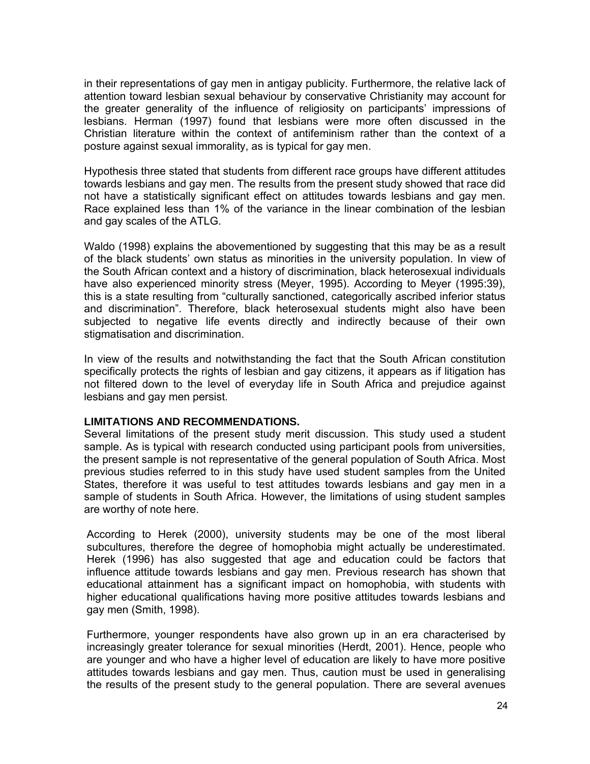in their representations of gay men in antigay publicity. Furthermore, the relative lack of attention toward lesbian sexual behaviour by conservative Christianity may account for the greater generality of the influence of religiosity on participants' impressions of lesbians. Herman (1997) found that lesbians were more often discussed in the Christian literature within the context of antifeminism rather than the context of a posture against sexual immorality, as is typical for gay men.

Hypothesis three stated that students from different race groups have different attitudes towards lesbians and gay men. The results from the present study showed that race did not have a statistically significant effect on attitudes towards lesbians and gay men. Race explained less than 1% of the variance in the linear combination of the lesbian and gay scales of the ATLG.

Waldo (1998) explains the abovementioned by suggesting that this may be as a result of the black students' own status as minorities in the university population. In view of the South African context and a history of discrimination, black heterosexual individuals have also experienced minority stress (Meyer, 1995). According to Meyer (1995:39), this is a state resulting from "culturally sanctioned, categorically ascribed inferior status and discrimination". Therefore, black heterosexual students might also have been subjected to negative life events directly and indirectly because of their own stigmatisation and discrimination.

In view of the results and notwithstanding the fact that the South African constitution specifically protects the rights of lesbian and gay citizens, it appears as if litigation has not filtered down to the level of everyday life in South Africa and prejudice against lesbians and gay men persist.

**LIMITATIONS AND RECOMMENDATIONS.**

Several limitations of the present study merit discussion. This study used a student sample. As is typical with research conducted using participant pools from universities, the present sample is not representative of the general population of South Africa. Most previous studies referred to in this study have used student samples from the United States, therefore it was useful to test attitudes towards lesbians and gay men in a sample of students in South Africa. However, the limitations of using student samples are worthy of note here.

According to Herek (2000), university students may be one of the most liberal subcultures, therefore the degree of homophobia might actually be underestimated. Herek (1996) has also suggested that age and education could be factors that influence attitude towards lesbians and gay men. Previous research has shown that educational attainment has a significant impact on homophobia, with students with higher educational qualifications having more positive attitudes towards lesbians and gay men (Smith, 1998).

Furthermore, younger respondents have also grown up in an era characterised by increasingly greater tolerance for sexual minorities (Herdt, 2001). Hence, people who are younger and who have a higher level of education are likely to have more positive attitudes towards lesbians and gay men. Thus, caution must be used in generalising the results of the present study to the general population. There are several avenues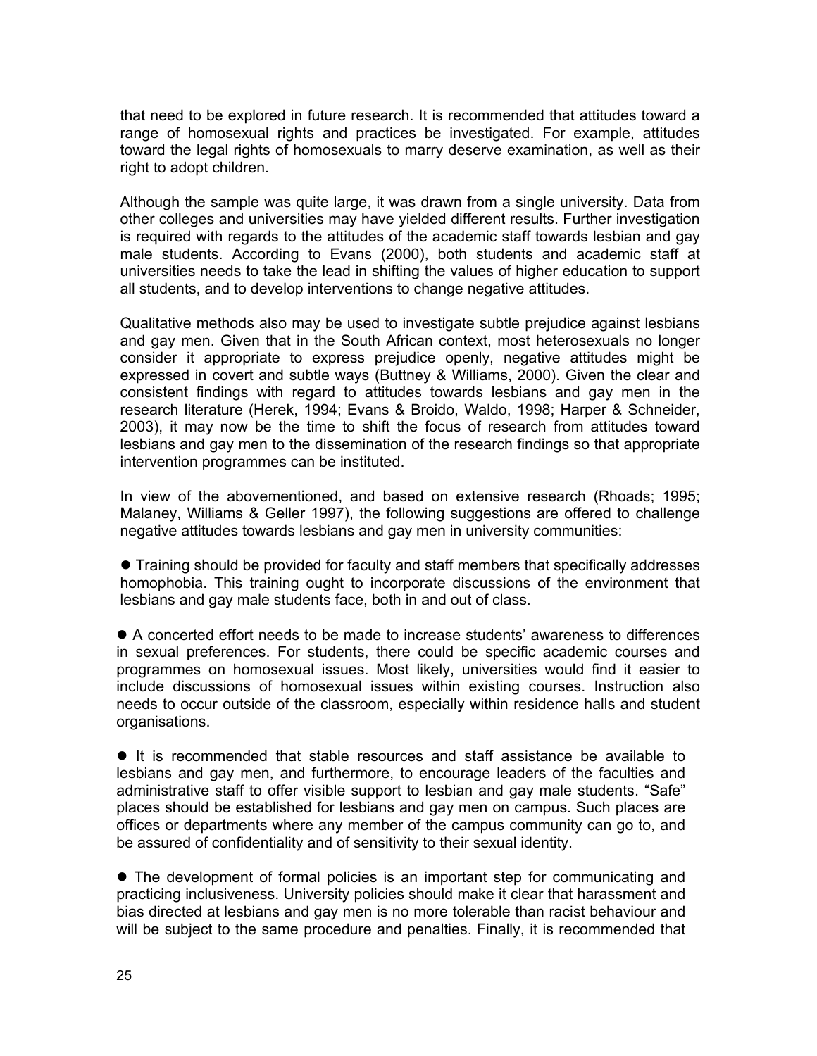that need to be explored in future research. It is recommended that attitudes toward a range of homosexual rights and practices be investigated. For example, attitudes toward the legal rights of homosexuals to marry deserve examination, as well as their right to adopt children.

Although the sample was quite large, it was drawn from a single university. Data from other colleges and universities may have yielded different results. Further investigation is required with regards to the attitudes of the academic staff towards lesbian and gay male students. According to Evans (2000), both students and academic staff at universities needs to take the lead in shifting the values of higher education to support all students, and to develop interventions to change negative attitudes.

Qualitative methods also may be used to investigate subtle prejudice against lesbians and gay men. Given that in the South African context, most heterosexuals no longer consider it appropriate to express prejudice openly, negative attitudes might be expressed in covert and subtle ways (Buttney & Williams, 2000). Given the clear and consistent findings with regard to attitudes towards lesbians and gay men in the research literature (Herek, 1994; Evans & Broido, Waldo, 1998; Harper & Schneider, 2003), it may now be the time to shift the focus of research from attitudes toward lesbians and gay men to the dissemination of the research findings so that appropriate intervention programmes can be instituted.

In view of the abovementioned, and based on extensive research (Rhoads; 1995; Malaney, Williams & Geller 1997), the following suggestions are offered to challenge negative attitudes towards lesbians and gay men in university communities:

- Training should be provided for faculty and staff members that specifically addresses homophobia. This training ought to incorporate discussions of the environment that lesbians and gay male students face, both in and out of class.
- A concerted effort needs to be made to increase students' awareness to differences in sexual preferences. For students, there could be specific academic courses and programmes on homosexual issues. Most likely, universities would find it easier to include discussions of homosexual issues within existing courses. Instruction also needs to occur outside of the classroom, especially within residence halls and student organisations.
- It is recommended that stable resources and staff assistance be available to lesbians and gay men, and furthermore, to encourage leaders of the faculties and administrative staff to offer visible support to lesbian and gay male students. "Safe" places should be established for lesbians and gay men on campus. Such places are offices or departments where any member of the campus community can go to, and be assured of confidentiality and of sensitivity to their sexual identity.
- The development of formal policies is an important step for communicating and practicing inclusiveness. University policies should make it clear that harassment and bias directed at lesbians and gay men is no more tolerable than racist behaviour and will be subject to the same procedure and penalties. Finally, it is recommended that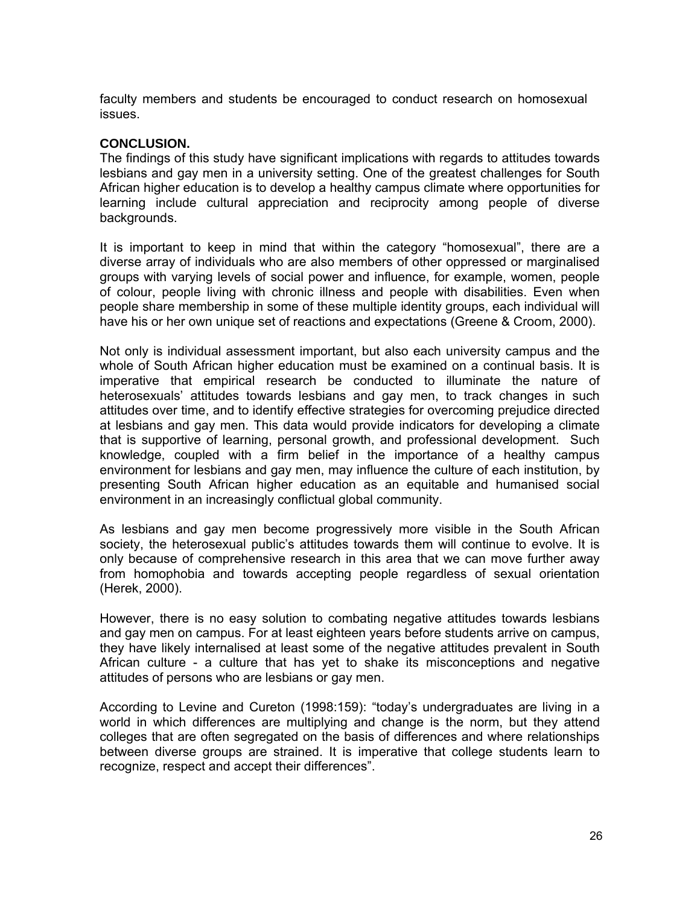faculty members and students be encouraged to conduct research on homosexual issues.

## CONCLUSION.

The findings of this study have significant implications with regards to attitudes towards lesbians and gay men in a university setting. One of the greatest challenges for South African higher education is to develop a healthy campus climate where opportunities for learning include cultural appreciation and reciprocity among people of diverse backgrounds.

It is important to keep in mind that within the category "homosexual", there are a diverse array of individuals who are also members of other oppressed or marginalised groups with varying levels of social power and influence, for example, women, people of colour, people living with chronic illness and people with disabilities. Even when people share membership in some of these multiple identity groups, each individual will have his or her own unique set of reactions and expectations (Greene & Croom, 2000).

Not only is individual assessment important, but also each university campus and the whole of South African higher education must be examined on a continual basis. It is imperative that empirical research be conducted to illuminate the nature of heterosexuals' attitudes towards lesbians and gay men, to track changes in such attitudes over time, and to identify effective strategies for overcoming prejudice directed at lesbians and gay men. This data would provide indicators for developing a climate that is supportive of learning, personal growth, and professional development. Such knowledge, coupled with a firm belief in the importance of a healthy campus environment for lesbians and gay men, may influence the culture of each institution, by presenting South African higher education as an equitable and humanised social environment in an increasingly conflictual global community.

As lesbians and gay men become progressively more visible in the South African society, the heterosexual public's attitudes towards them will continue to evolve. It is only because of comprehensive research in this area that we can move further away from homophobia and towards accepting people regardless of sexual orientation (Herek, 2000).

However, there is no easy solution to combating negative attitudes towards lesbians and gay men on campus. For at least eighteen years before students arrive on campus, they have likely internalised at least some of the negative attitudes prevalent in South African culture - a culture that has yet to shake its misconceptions and negative attitudes of persons who are lesbians or gay men.

According to Levine and Cureton (1998:159): "today's undergraduates are living in a world in which differences are multiplying and change is the norm, but they attend colleges that are often segregated on the basis of differences and where relationships between diverse groups are strained. It is imperative that college students learn to recognize, respect and accept their differences".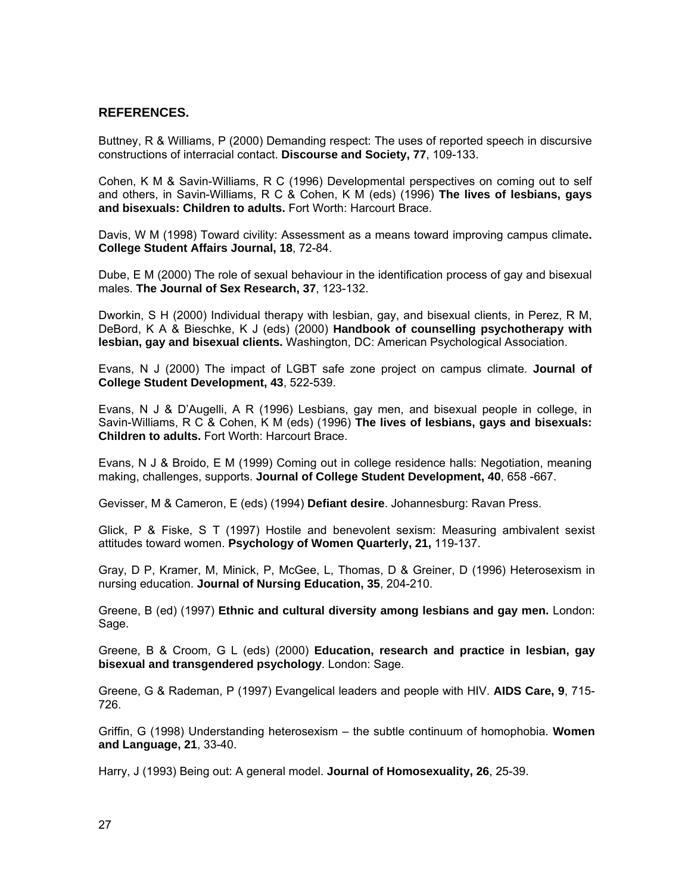## REFERENCES.

Buttney, R & Williams, P (2000) Demanding respect: The uses of reported speech in discursive constructions of interracial contact. **Discourse and Society, 77**, 109-133.

Cohen, K M & Savin-Williams, R C (1996) Developmental perspectives on coming out to self and others, in Savin-Williams, R C & Cohen, K M (eds) (1996) **The lives of lesbians, gays and bisexuals: Children to adults.** Fort Worth: Harcourt Brace.

Davis, W M (1998) Toward civility: Assessment as a means toward improving campus climate**. College Student Affairs Journal, 18**, 72-84.

Dube, E M (2000) The role of sexual behaviour in the identification process of gay and bisexual males. **The Journal of Sex Research, 37**, 123-132.

Dworkin, S H (2000) Individual therapy with lesbian, gay, and bisexual clients, in Perez, R M, DeBord, K A & Bieschke, K J (eds) (2000) **Handbook of counselling psychotherapy with lesbian, gay and bisexual clients.** Washington, DC: American Psychological Association.

Evans, N J (2000) The impact of LGBT safe zone project on campus climate. **Journal of College Student Development, 43**, 522-539.

Evans, N J & D'Augelli, A R (1996) Lesbians, gay men, and bisexual people in college, in Savin-Williams, R C & Cohen, K M (eds) (1996) **The lives of lesbians, gays and bisexuals: Children to adults.** Fort Worth: Harcourt Brace.

Evans, N J & Broido, E M (1999) Coming out in college residence halls: Negotiation, meaning making, challenges, supports. **Journal of College Student Development, 40**, 658 -667.

Gevisser, M & Cameron, E (eds) (1994) **Defiant desire**. Johannesburg: Ravan Press.

Glick, P & Fiske, S T (1997) Hostile and benevolent sexism: Measuring ambivalent sexist attitudes toward women. **Psychology of Women Quarterly, 21,** 119-137.

Gray, D P, Kramer, M, Minick, P, McGee, L, Thomas, D & Greiner, D (1996) Heterosexism in nursing education. **Journal of Nursing Education, 35**, 204-210.

Greene, B (ed) (1997) **Ethnic and cultural diversity among lesbians and gay men.** London: Sage.

Greene, B & Croom, G L (eds) (2000) **Education, research and practice in lesbian, gay bisexual and transgendered psychology**. London: Sage.

Greene, G & Rademan, P (1997) Evangelical leaders and people with HIV. **AIDS Care, 9**, 715-726.

Griffin, G (1998) Understanding heterosexism – the subtle continuum of homophobia. **Women and Language, 21**, 33-40.

Harry, J (1993) Being out: A general model. **Journal of Homosexuality, 26**, 25-39.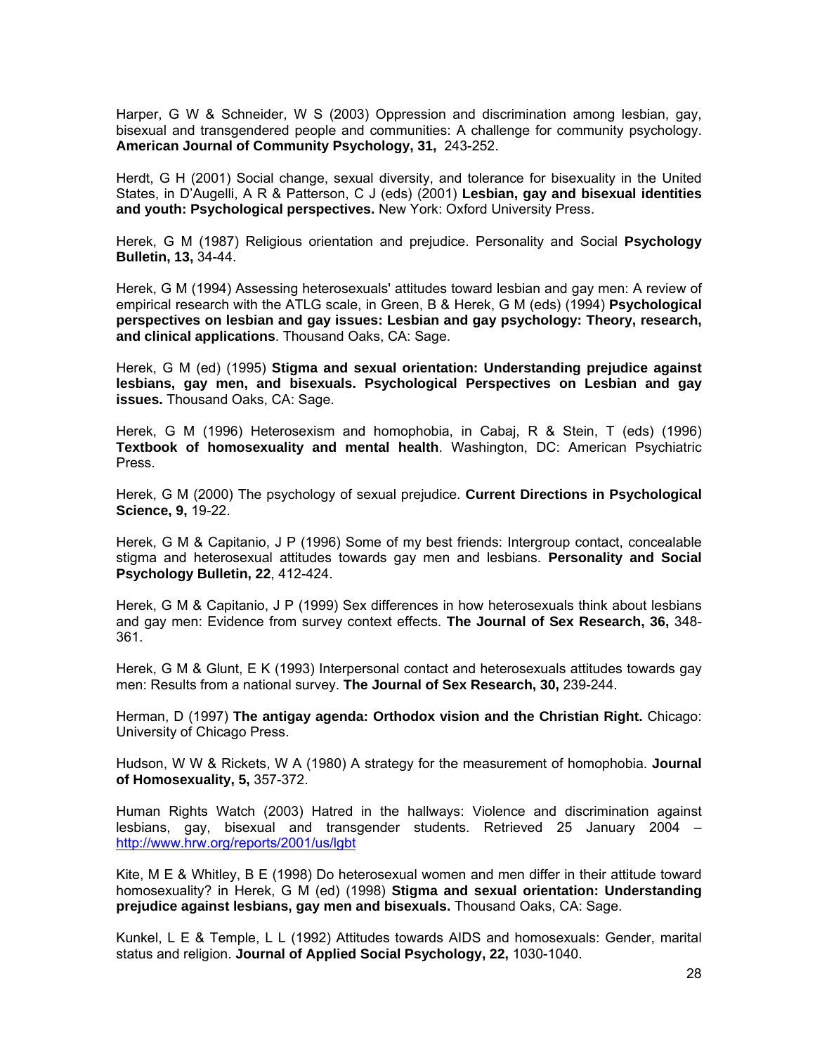Harper, G W & Schneider, W S (2003) Oppression and discrimination among lesbian, gay, bisexual and transgendered people and communities: A challenge for community psychology. **American Journal of Community Psychology, 31,** 243-252.

Herdt, G H (2001) Social change, sexual diversity, and tolerance for bisexuality in the United States, in D'Augelli, A R & Patterson, C J (eds) (2001) **Lesbian, gay and bisexual identities and youth: Psychological perspectives.** New York: Oxford University Press.

Herek, G M (1987) Religious orientation and prejudice. Personality and Social **Psychology Bulletin, 13,** 34-44.

Herek, G M (1994) Assessing heterosexuals' attitudes toward lesbian and gay men: A review of empirical research with the ATLG scale, in Green, B & Herek, G M (eds) (1994) **Psychological perspectives on lesbian and gay issues: Lesbian and gay psychology: Theory, research, and clinical applications**. Thousand Oaks, CA: Sage.

Herek, G M (ed) (1995) **Stigma and sexual orientation: Understanding prejudice against lesbians, gay men, and bisexuals. Psychological Perspectives on Lesbian and gay issues.** Thousand Oaks, CA: Sage.

Herek, G M (1996) Heterosexism and homophobia, in Cabaj, R & Stein, T (eds) (1996) **Textbook of homosexuality and mental health**. Washington, DC: American Psychiatric Press.

Herek, G M (2000) The psychology of sexual prejudice. **Current Directions in Psychological Science, 9,** 19-22.

Herek, G M & Capitanio, J P (1996) Some of my best friends: Intergroup contact, concealable stigma and heterosexual attitudes towards gay men and lesbians. **Personality and Social Psychology Bulletin, 22**, 412-424.

Herek, G M & Capitanio, J P (1999) Sex differences in how heterosexuals think about lesbians and gay men: Evidence from survey context effects. **The Journal of Sex Research, 36,** 348-361.

Herek, G M & Glunt, E K (1993) Interpersonal contact and heterosexuals attitudes towards gay men: Results from a national survey. **The Journal of Sex Research, 30,** 239-244.

Herman, D (1997) **The antigay agenda: Orthodox vision and the Christian Right.** Chicago: University of Chicago Press.

Hudson, W W & Rickets, W A (1980) A strategy for the measurement of homophobia. **Journal of Homosexuality, 5,** 357-372.

Human Rights Watch (2003) Hatred in the hallways: Violence and discrimination against lesbians, gay, bisexual and transgender students. Retrieved 25 January 2004 – http://www.hrw.org/reports/2001/us/lgbt

Kite, M E & Whitley, B E (1998) Do heterosexual women and men differ in their attitude toward homosexuality? in Herek, G M (ed) (1998) **Stigma and sexual orientation: Understanding prejudice against lesbians, gay men and bisexuals.** Thousand Oaks, CA: Sage.

Kunkel, L E & Temple, L L (1992) Attitudes towards AIDS and homosexuals: Gender, marital status and religion. **Journal of Applied Social Psychology, 22,** 1030-1040.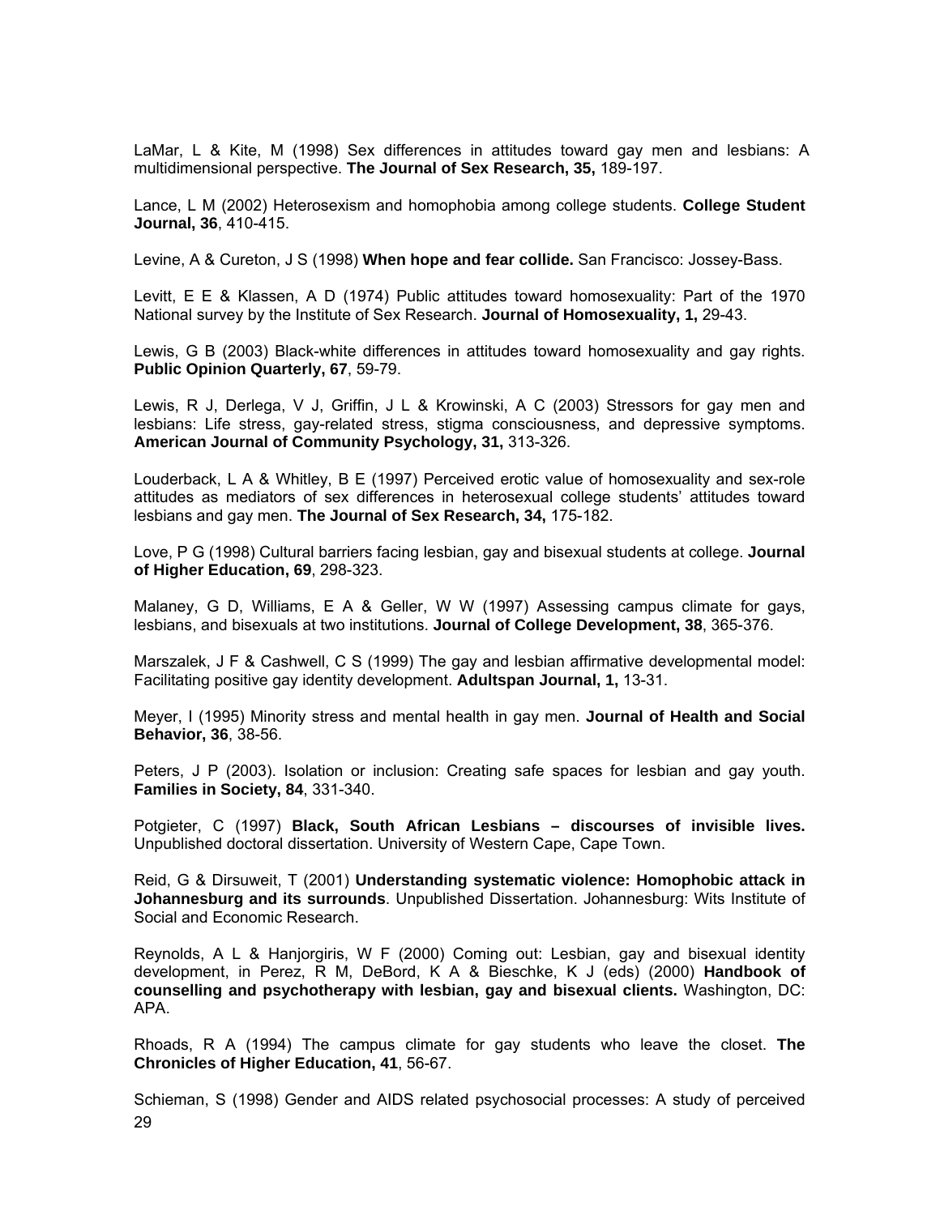LaMar, L & Kite, M (1998) Sex differences in attitudes toward gay men and lesbians: A multidimensional perspective. **The Journal of Sex Research, 35,** 189-197.

Lance, L M (2002) Heterosexism and homophobia among college students. **College Student Journal, 36**, 410-415.

Levine, A & Cureton, J S (1998) **When hope and fear collide.** San Francisco: Jossey-Bass.

Levitt, E E & Klassen, A D (1974) Public attitudes toward homosexuality: Part of the 1970 National survey by the Institute of Sex Research. **Journal of Homosexuality, 1,** 29-43.

Lewis, G B (2003) Black-white differences in attitudes toward homosexuality and gay rights. **Public Opinion Quarterly, 67**, 59-79.

Lewis, R J, Derlega, V J, Griffin, J L & Krowinski, A C (2003) Stressors for gay men and lesbians: Life stress, gay-related stress, stigma consciousness, and depressive symptoms. **American Journal of Community Psychology, 31,** 313-326.

Louderback, L A & Whitley, B E (1997) Perceived erotic value of homosexuality and sex-role attitudes as mediators of sex differences in heterosexual college students' attitudes toward lesbians and gay men. **The Journal of Sex Research, 34,** 175-182.

Love, P G (1998) Cultural barriers facing lesbian, gay and bisexual students at college. **Journal of Higher Education, 69**, 298-323.

Malaney, G D, Williams, E A & Geller, W W (1997) Assessing campus climate for gays, lesbians, and bisexuals at two institutions. **Journal of College Development, 38**, 365-376.

Marszalek, J F & Cashwell, C S (1999) The gay and lesbian affirmative developmental model: Facilitating positive gay identity development. **Adultspan Journal, 1,** 13-31.

Meyer, I (1995) Minority stress and mental health in gay men. **Journal of Health and Social Behavior, 36**, 38-56.

Peters, J P (2003). Isolation or inclusion: Creating safe spaces for lesbian and gay youth. **Families in Society, 84**, 331-340.

Potgieter, C (1997) **Black, South African Lesbians – discourses of invisible lives.** Unpublished doctoral dissertation. University of Western Cape, Cape Town.

Reid, G & Dirsuweit, T (2001) **Understanding systematic violence: Homophobic attack in Johannesburg and its surrounds**. Unpublished Dissertation. Johannesburg: Wits Institute of Social and Economic Research.

Reynolds, A L & Hanjorgiris, W F (2000) Coming out: Lesbian, gay and bisexual identity development, in Perez, R M, DeBord, K A & Bieschke, K J (eds) (2000) **Handbook of counselling and psychotherapy with lesbian, gay and bisexual clients.** Washington, DC: APA.

Rhoads, R A (1994) The campus climate for gay students who leave the closet. **The Chronicles of Higher Education, 41**, 56-67.

Schieman, S (1998) Gender and AIDS related psychosocial processes: A study of perceived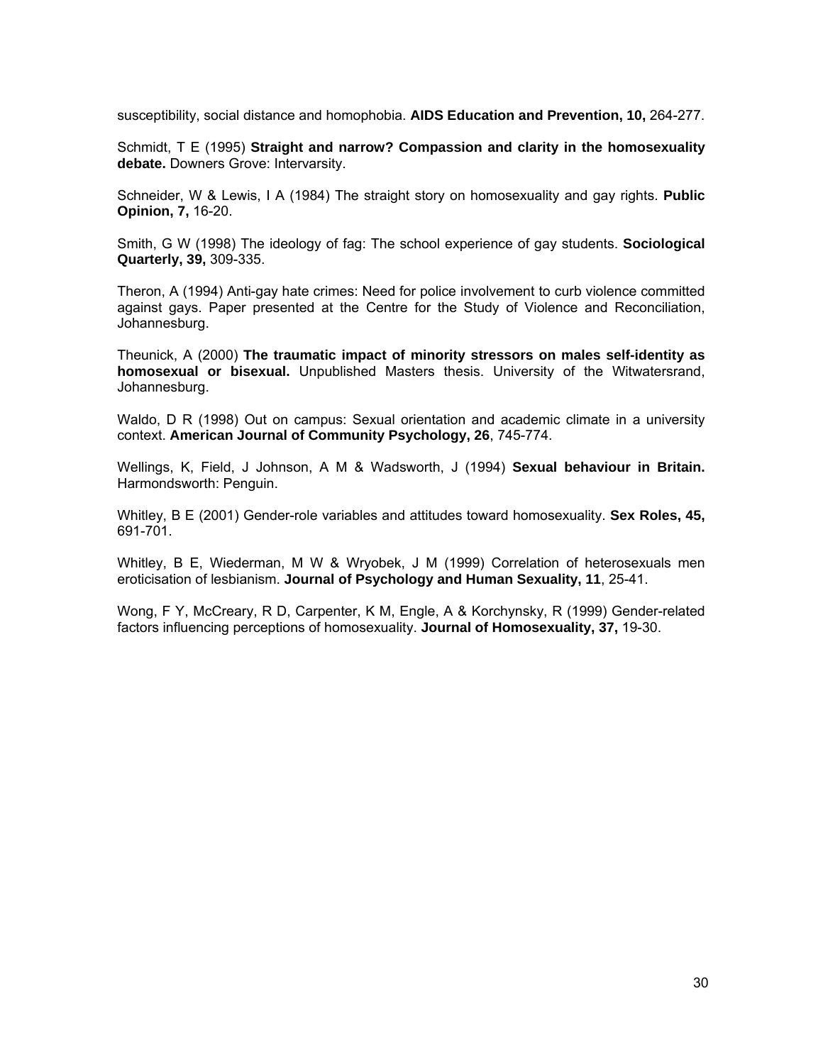susceptibility, social distance and homophobia. **AIDS Education and Prevention, 10,** 264-277.

Schmidt, T E (1995) **Straight and narrow? Compassion and clarity in the homosexuality debate.** Downers Grove: Intervarsity.

Schneider, W & Lewis, I A (1984) The straight story on homosexuality and gay rights. **Public Opinion, 7,** 16-20.

Smith, G W (1998) The ideology of fag: The school experience of gay students. **Sociological Quarterly, 39,** 309-335.

Theron, A (1994) Anti-gay hate crimes: Need for police involvement to curb violence committed against gays. Paper presented at the Centre for the Study of Violence and Reconciliation, Johannesburg.

Theunick, A (2000) **The traumatic impact of minority stressors on males self-identity as homosexual or bisexual.** Unpublished Masters thesis. University of the Witwatersrand, Johannesburg.

Waldo, D R (1998) Out on campus: Sexual orientation and academic climate in a university context. **American Journal of Community Psychology, 26**, 745-774.

Wellings, K, Field, J Johnson, A M & Wadsworth, J (1994) **Sexual behaviour in Britain.** Harmondsworth: Penguin.

Whitley, B E (2001) Gender-role variables and attitudes toward homosexuality. **Sex Roles, 45,** 691-701.

Whitley, B E, Wiederman, M W & Wryobek, J M (1999) Correlation of heterosexuals men eroticisation of lesbianism. **Journal of Psychology and Human Sexuality, 11**, 25-41.

Wong, F Y, McCreary, R D, Carpenter, K M, Engle, A & Korchynsky, R (1999) Gender-related factors influencing perceptions of homosexuality. **Journal of Homosexuality, 37,** 19-30.